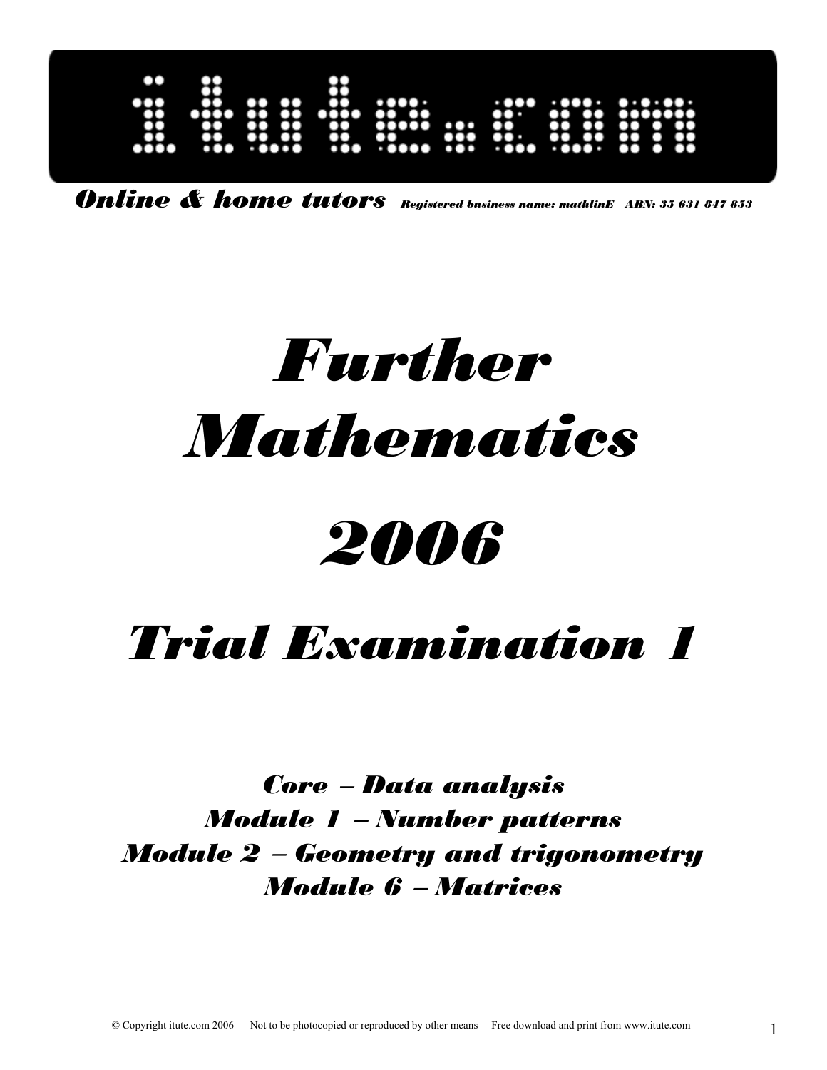# itute.com

***Online & home tutors*** *Registered business name: mathlinE ABN: 35 631 847 853*

# *Further Mathematics*

# *2006*

## *Trial Examination 1*

***Core – Data analysis***
***Module 1 – Number patterns***
***Module 2 – Geometry and trigonometry***
***Module 6 – Matrices***

© Copyright itute.com 2006 Not to be photocopied or reproduced by other means Free download and print from www.itute.com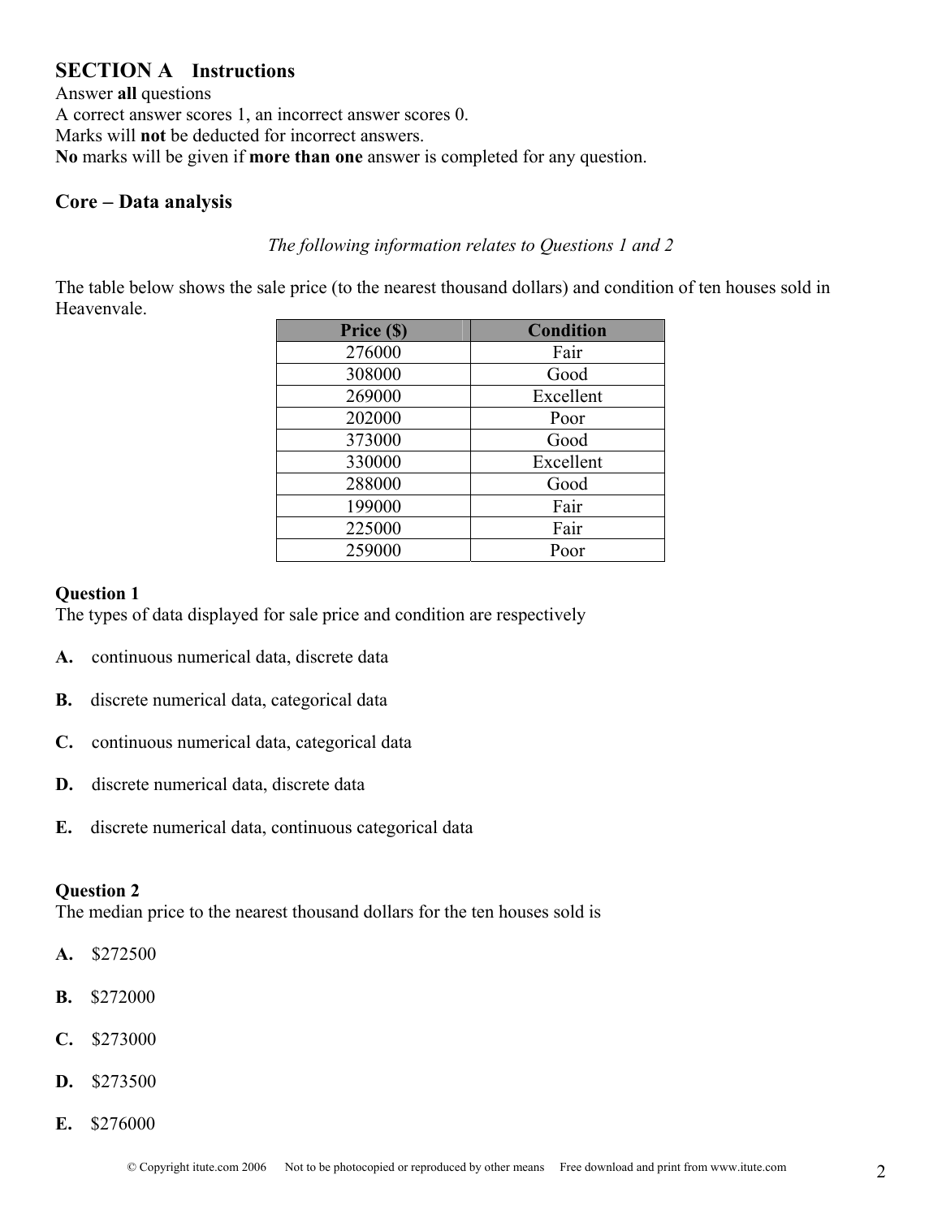## SECTION A Instructions

Answer **all** questions

A correct answer scores 1, an incorrect answer scores 0.

Marks will **not** be deducted for incorrect answers.

**No** marks will be given if **more than one** answer is completed for any question.

### Core – Data analysis

*The following information relates to Questions 1 and 2*

The table below shows the sale price (to the nearest thousand dollars) and condition of ten houses sold in Heavenvale.

| Price ($) | Condition |
|---|---|
| 276000 | Fair |
| 308000 | Good |
| 269000 | Excellent |
| 202000 | Poor |
| 373000 | Good |
| 330000 | Excellent |
| 288000 | Good |
| 199000 | Fair |
| 225000 | Fair |
| 259000 | Poor |

**Question 1**

The types of data displayed for sale price and condition are respectively

**A.** continuous numerical data, discrete data

**B.** discrete numerical data, categorical data

**C.** continuous numerical data, categorical data

**D.** discrete numerical data, discrete data

**E.** discrete numerical data, continuous categorical data

**Question 2**

The median price to the nearest thousand dollars for the ten houses sold is

**A.** $272500

**B.** $272000

**C.** $273000

**D.** $273500

**E.** $276000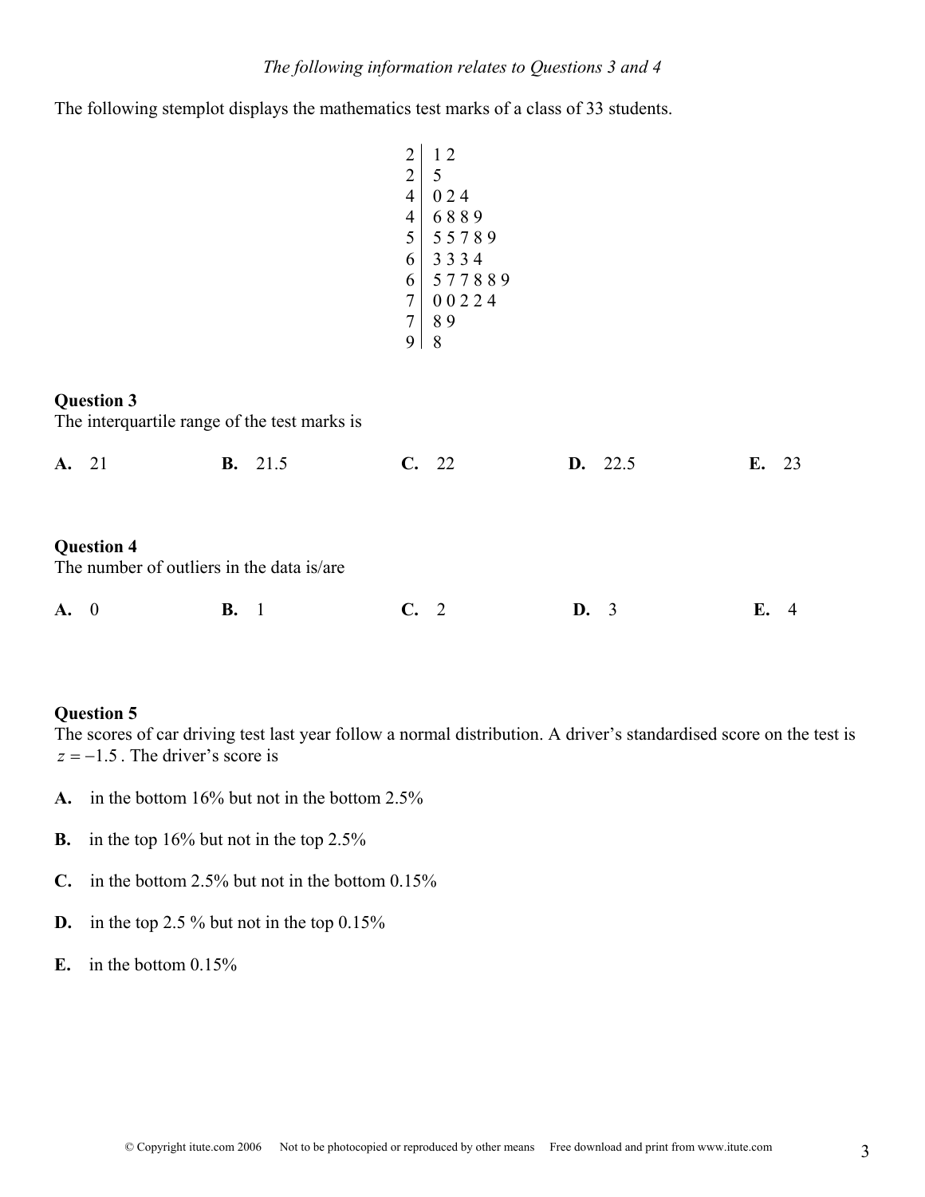*The following information relates to Questions 3 and 4*

The following stemplot displays the mathematics test marks of a class of 33 students.

| | |
|---|---|
| 2 | 1 2 |
| 2 | 5 |
| 4 | 0 2 4 |
| 4 | 6 8 8 9 |
| 5 | 5 5 7 8 9 |
| 6 | 3 3 3 4 |
| 6 | 5 7 7 8 8 9 |
| 7 | 0 0 2 2 4 |
| 7 | 8 9 |
| 9 | 8 |

**Question 3**

The interquartile range of the test marks is

**A.** 21 **B.** 21.5 **C.** 22 **D.** 22.5 **E.** 23

**Question 4**

The number of outliers in the data is/are

**A.** 0 **B.** 1 **C.** 2 **D.** 3 **E.** 4

**Question 5**

The scores of car driving test last year follow a normal distribution. A driver's standardised score on the test is $z = -1.5$. The driver's score is

**A.** in the bottom 16% but not in the bottom 2.5%

**B.** in the top 16% but not in the top 2.5%

**C.** in the bottom 2.5% but not in the bottom 0.15%

**D.** in the top 2.5 % but not in the top 0.15%

**E.** in the bottom 0.15%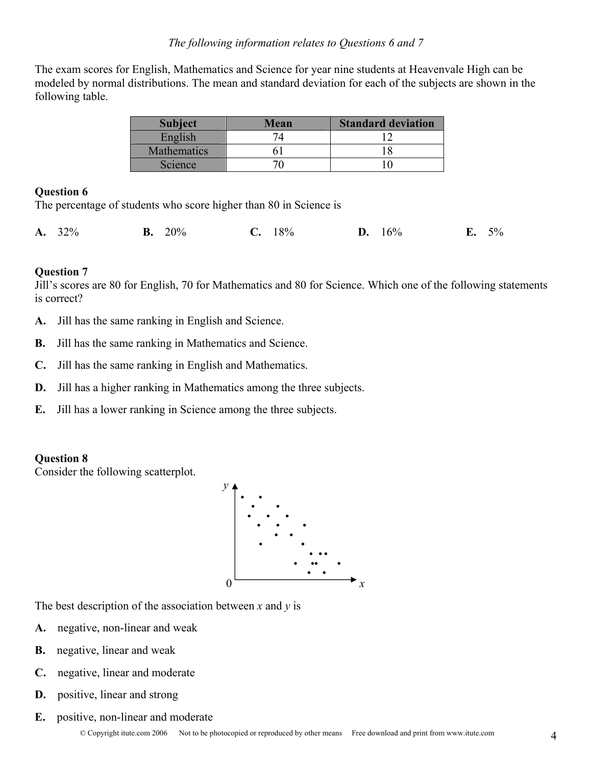*The following information relates to Questions 6 and 7*

The exam scores for English, Mathematics and Science for year nine students at Heavenvale High can be modeled by normal distributions. The mean and standard deviation for each of the subjects are shown in the following table.

| Subject | Mean | Standard deviation |
|---|---|---|
| English | 74 | 12 |
| Mathematics | 61 | 18 |
| Science | 70 | 10 |

**Question 6**

The percentage of students who score higher than 80 in Science is

**A.** 32% **B.** 20% **C.** 18% **D.** 16% **E.** 5%

**Question 7**

Jill's scores are 80 for English, 70 for Mathematics and 80 for Science. Which one of the following statements is correct?

**A.** Jill has the same ranking in English and Science.

**B.** Jill has the same ranking in Mathematics and Science.

**C.** Jill has the same ranking in English and Mathematics.

**D.** Jill has a higher ranking in Mathematics among the three subjects.

**E.** Jill has a lower ranking in Science among the three subjects.

**Question 8**

Consider the following scatterplot.

y

0

x

The best description of the association between $x$ and $y$ is

**A.** negative, non-linear and weak

**B.** negative, linear and weak

**C.** negative, linear and moderate

**D.** positive, linear and strong

**E.** positive, non-linear and moderate

© Copyright itute.com 2006 Not to be photocopied or reproduced by other means Free download and print from www.itute.com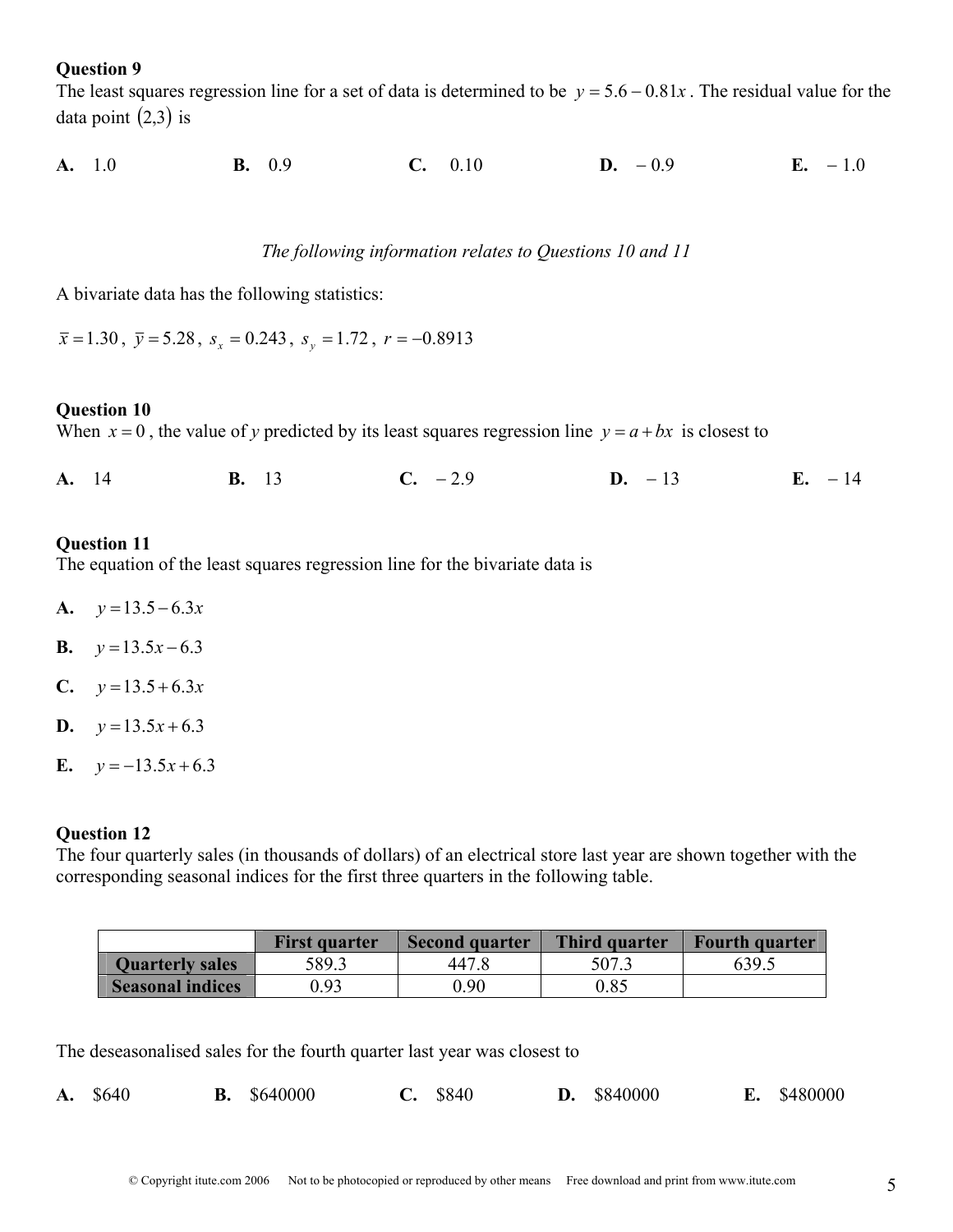**Question 9**
The least squares regression line for a set of data is determined to be $y = 5.6 - 0.81x$. The residual value for the data point $(2,3)$ is

**A.** 1.0 **B.** 0.9 **C.** 0.10 **D.** $-0.9$ **E.** $-1.0$

*The following information relates to Questions 10 and 11*

A bivariate data has the following statistics:

$\bar{x} = 1.30$, $\bar{y} = 5.28$, $s_x = 0.243$, $s_y = 1.72$, $r = -0.8913$

**Question 10**
When $x = 0$, the value of *y* predicted by its least squares regression line $y = a + bx$ is closest to

**A.** 14 **B.** 13 **C.** $-2.9$ **D.** $-13$ **E.** $-14$

**Question 11**
The equation of the least squares regression line for the bivariate data is

**A.** $y = 13.5 - 6.3x$

**B.** $y = 13.5x - 6.3$

**C.** $y = 13.5 + 6.3x$

**D.** $y = 13.5x + 6.3$

**E.** $y = -13.5x + 6.3$

**Question 12**
The four quarterly sales (in thousands of dollars) of an electrical store last year are shown together with the corresponding seasonal indices for the first three quarters in the following table.

| | First quarter | Second quarter | Third quarter | Fourth quarter |
|---|---|---|---|---|
| **Quarterly sales** | 589.3 | 447.8 | 507.3 | 639.5 |
| **Seasonal indices** | 0.93 | 0.90 | 0.85 | |

The deseasonalised sales for the fourth quarter last year was closest to

**A.** \$640 **B.** \$640000 **C.** \$840 **D.** \$840000 **E.** \$480000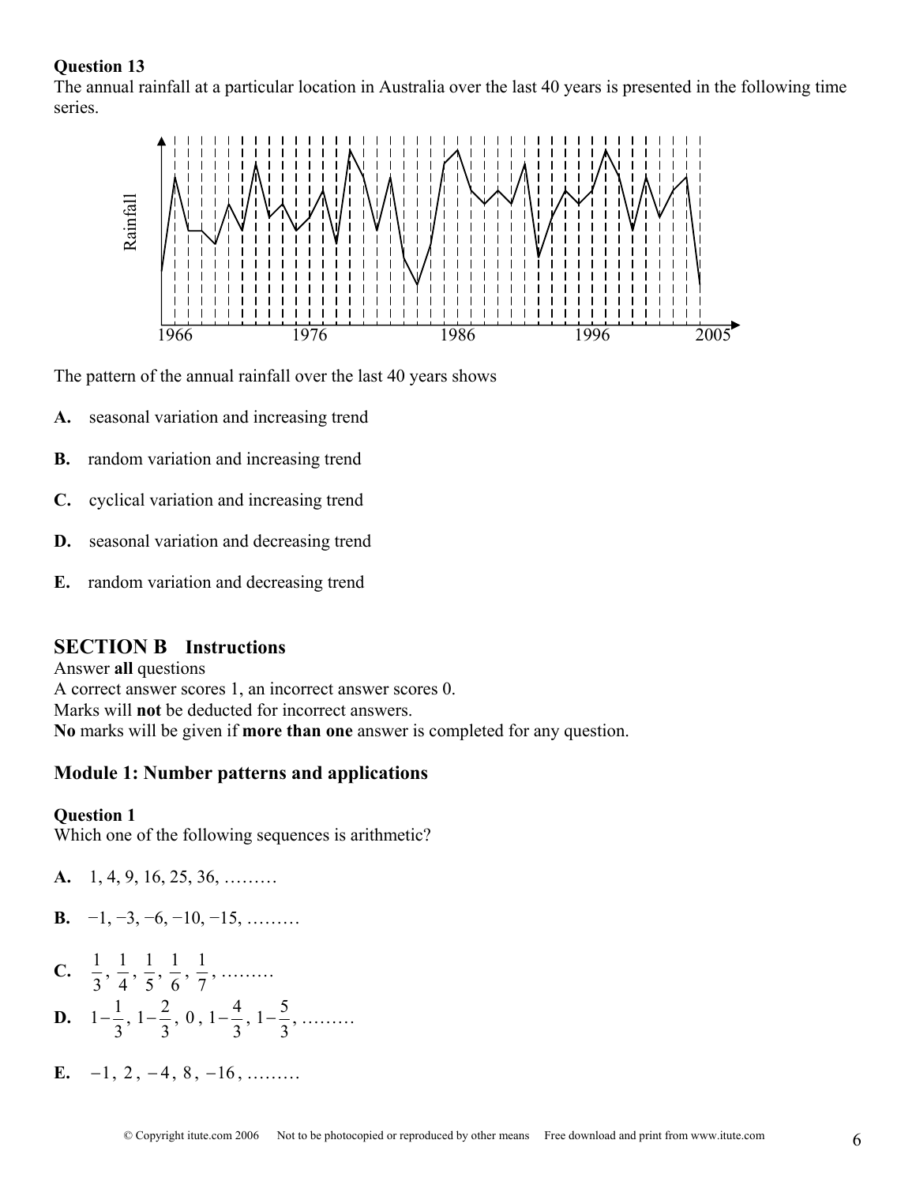**Question 13**
The annual rainfall at a particular location in Australia over the last 40 years is presented in the following time series.

Rainfall

1966 1976 1986 1996 2005

The pattern of the annual rainfall over the last 40 years shows

**A.** seasonal variation and increasing trend

**B.** random variation and increasing trend

**C.** cyclical variation and increasing trend

**D.** seasonal variation and decreasing trend

**E.** random variation and decreasing trend

## SECTION B Instructions

Answer **all** questions
A correct answer scores 1, an incorrect answer scores 0.
Marks will **not** be deducted for incorrect answers.
**No** marks will be given if **more than one** answer is completed for any question.

### Module 1: Number patterns and applications

**Question 1**
Which one of the following sequences is arithmetic?

**A.** 1, 4, 9, 16, 25, 36, ………

**B.** −1, −3, −6, −10, −15, ………

**C.** $\frac{1}{3}, \frac{1}{4}, \frac{1}{5}, \frac{1}{6}, \frac{1}{7}, \ldots\ldots\ldots$

**D.** $1-\frac{1}{3}, 1-\frac{2}{3}, 0, 1-\frac{4}{3}, 1-\frac{5}{3}, \ldots\ldots\ldots$

**E.** $-1, 2, -4, 8, -16, \ldots\ldots\ldots$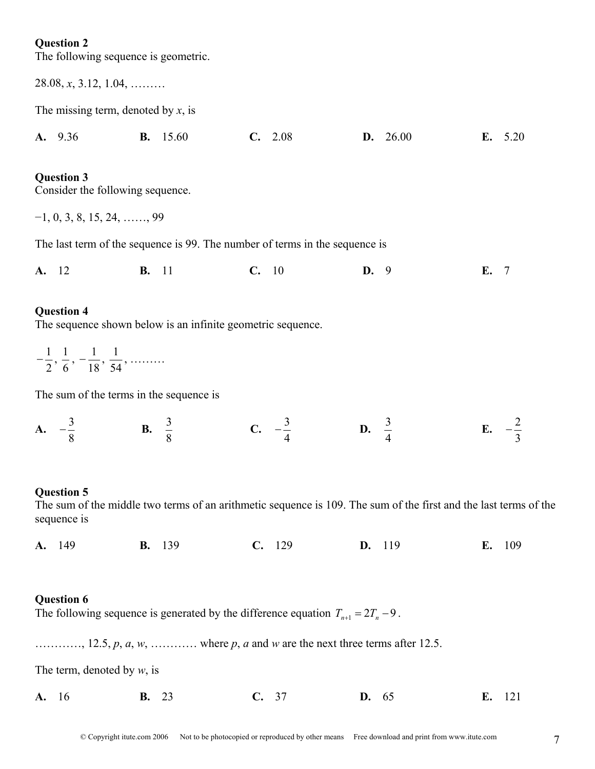**Question 2**
The following sequence is geometric.

28.08, $x$, 3.12, 1.04, ………

The missing term, denoted by $x$, is

**A.** 9.36 **B.** 15.60 **C.** 2.08 **D.** 26.00 **E.** 5.20

**Question 3**
Consider the following sequence.

−1, 0, 3, 8, 15, 24, ……, 99

The last term of the sequence is 99. The number of terms in the sequence is

**A.** 12 **B.** 11 **C.** 10 **D.** 9 **E.** 7

**Question 4**
The sequence shown below is an infinite geometric sequence.

$-\frac{1}{2}, \frac{1}{6}, -\frac{1}{18}, \frac{1}{54}, \ldots\ldots\ldots$

The sum of the terms in the sequence is

**A.** $-\frac{3}{8}$ **B.** $\frac{3}{8}$ **C.** $-\frac{3}{4}$ **D.** $\frac{3}{4}$ **E.** $-\frac{2}{3}$

**Question 5**
The sum of the middle two terms of an arithmetic sequence is 109. The sum of the first and the last terms of the sequence is

**A.** 149 **B.** 139 **C.** 129 **D.** 119 **E.** 109

**Question 6**
The following sequence is generated by the difference equation $T_{n+1} = 2T_n - 9$.

…………, 12.5, $p$, $a$, $w$, ………… where $p$, $a$ and $w$ are the next three terms after 12.5.

The term, denoted by $w$, is

**A.** 16 **B.** 23 **C.** 37 **D.** 65 **E.** 121

© Copyright itute.com 2006 Not to be photocopied or reproduced by other means Free download and print from www.itute.com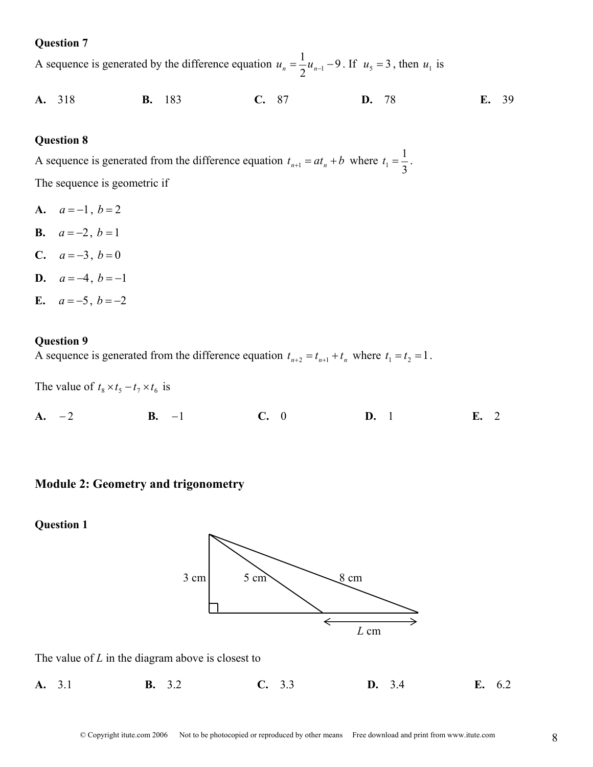**Question 7**

A sequence is generated by the difference equation $u_n = \frac{1}{2}u_{n-1} - 9$. If $u_5 = 3$, then $u_1$ is

**A.** 318 **B.** 183 **C.** 87 **D.** 78 **E.** 39

**Question 8**

A sequence is generated from the difference equation $t_{n+1} = at_n + b$ where $t_1 = \frac{1}{3}$.

The sequence is geometric if

**A.** $a = -1$, $b = 2$

**B.** $a = -2$, $b = 1$

**C.** $a = -3$, $b = 0$

**D.** $a = -4$, $b = -1$

**E.** $a = -5$, $b = -2$

**Question 9**

A sequence is generated from the difference equation $t_{n+2} = t_{n+1} + t_n$ where $t_1 = t_2 = 1$.

The value of $t_8 \times t_5 - t_7 \times t_6$ is

**A.** $-2$ **B.** $-1$ **C.** 0 **D.** 1 **E.** 2

## Module 2: Geometry and trigonometry

**Question 1**

3 cm

5 cm

8 cm

$L$ cm

The value of $L$ in the diagram above is closest to

**A.** 3.1 **B.** 3.2 **C.** 3.3 **D.** 3.4 **E.** 6.2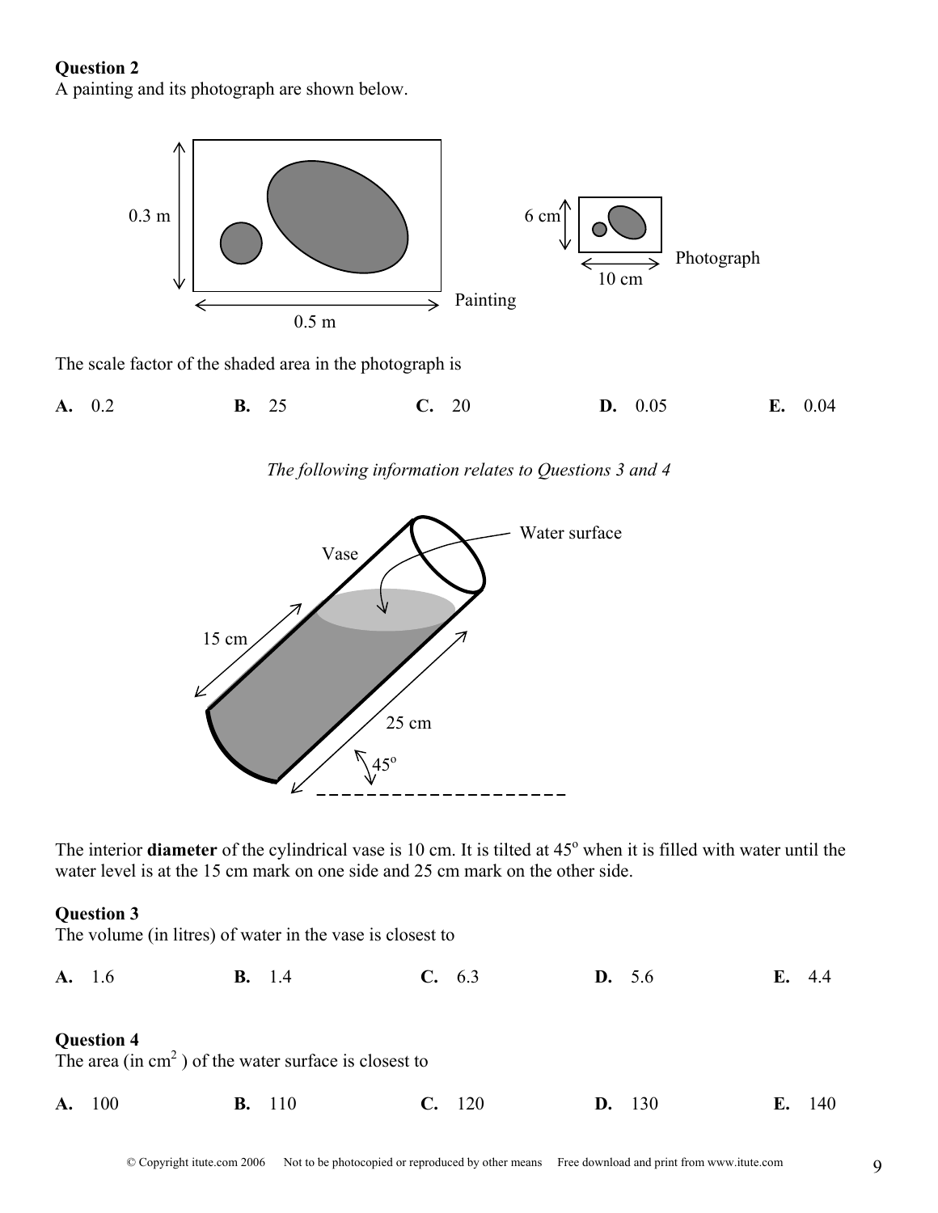**Question 2**

A painting and its photograph are shown below.

0.3 m

0.5 m

Painting

6 cm

10 cm

Photograph

The scale factor of the shaded area in the photograph is

**A.** 0.2 **B.** 25 **C.** 20 **D.** 0.05 **E.** 0.04

*The following information relates to Questions 3 and 4*

Vase

Water surface

15 cm

25 cm

$45^o$

The interior **diameter** of the cylindrical vase is 10 cm. It is tilted at $45^o$ when it is filled with water until the water level is at the 15 cm mark on one side and 25 cm mark on the other side.

**Question 3**

The volume (in litres) of water in the vase is closest to

**A.** 1.6 **B.** 1.4 **C.** 6.3 **D.** 5.6 **E.** 4.4

**Question 4**

The area (in $cm^2$ ) of the water surface is closest to

**A.** 100 **B.** 110 **C.** 120 **D.** 130 **E.** 140

© Copyright itute.com 2006 Not to be photocopied or reproduced by other means Free download and print from www.itute.com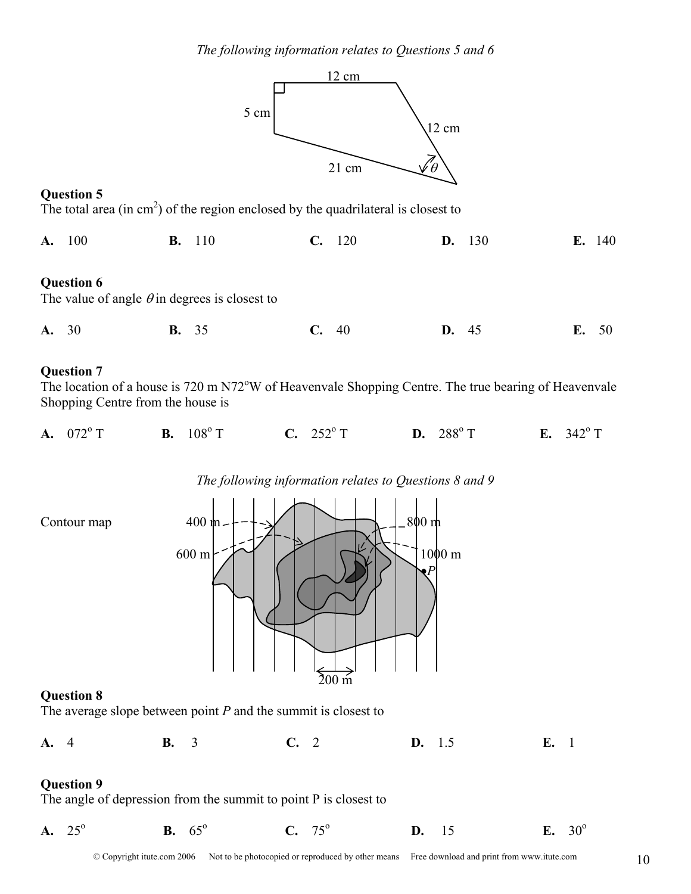*The following information relates to Questions 5 and 6*

12 cm

5 cm

12 cm

21 cm

$\theta$

**Question 5**
The total area (in cm$^2$) of the region enclosed by the quadrilateral is closest to

**A.** 100 **B.** 110 **C.** 120 **D.** 130 **E.** 140

**Question 6**
The value of angle $\theta$ in degrees is closest to

**A.** 30 **B.** 35 **C.** 40 **D.** 45 **E.** 50

**Question 7**
The location of a house is 720 m N72$^o$W of Heavenvale Shopping Centre. The true bearing of Heavenvale Shopping Centre from the house is

**A.** 072$^o$ T **B.** 108$^o$ T **C.** 252$^o$ T **D.** 288$^o$ T **E.** 342$^o$ T

*The following information relates to Questions 8 and 9*

Contour map

400 m

600 m

800 m

1000 m

P

200 m

**Question 8**
The average slope between point *P* and the summit is closest to

**A.** 4 **B.** 3 **C.** 2 **D.** 1.5 **E.** 1

**Question 9**
The angle of depression from the summit to point P is closest to

**A.** 25$^o$ **B.** 65$^o$ **C.** 75$^o$ **D.** 15 **E.** 30$^o$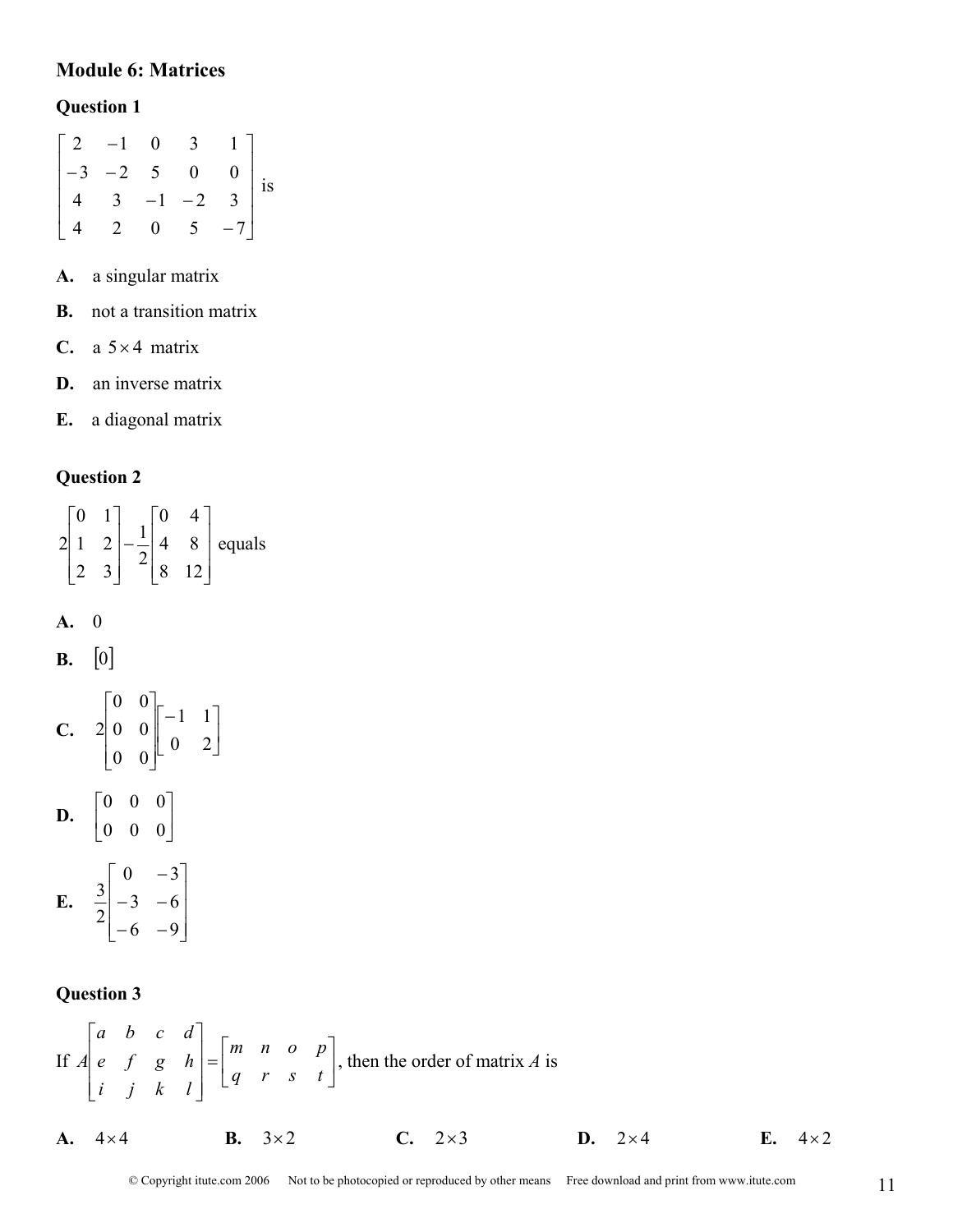## Module 6: Matrices

### Question 1

$$\begin{bmatrix} 2 & -1 & 0 & 3 & 1 \\ -3 & -2 & 5 & 0 & 0 \\ 4 & 3 & -1 & -2 & 3 \\ 4 & 2 & 0 & 5 & -7 \end{bmatrix} \text{ is}$$

**A.** a singular matrix

**B.** not a transition matrix

**C.** a $5 \times 4$ matrix

**D.** an inverse matrix

**E.** a diagonal matrix

### Question 2

$$2\begin{bmatrix} 0 & 1 \\ 1 & 2 \\ 2 & 3 \end{bmatrix} - \frac{1}{2}\begin{bmatrix} 0 & 4 \\ 4 & 8 \\ 8 & 12 \end{bmatrix} \text{ equals}$$

**A.** 0

**B.** $[0]$

**C.** $2\begin{bmatrix} 0 & 0 \\ 0 & 0 \\ 0 & 0 \end{bmatrix}\begin{bmatrix} -1 & 1 \\ 0 & 2 \end{bmatrix}$

**D.** $\begin{bmatrix} 0 & 0 & 0 \\ 0 & 0 & 0 \end{bmatrix}$

**E.** $\frac{3}{2}\begin{bmatrix} 0 & -3 \\ -3 & -6 \\ -6 & -9 \end{bmatrix}$

### Question 3

If $A\begin{bmatrix} a & b & c & d \\ e & f & g & h \\ i & j & k & l \end{bmatrix} = \begin{bmatrix} m & n & o & p \\ q & r & s & t \end{bmatrix}$, then the order of matrix $A$ is

**A.** $4 \times 4$ **B.** $3 \times 2$ **C.** $2 \times 3$ **D.** $2 \times 4$ **E.** $4 \times 2$

© Copyright itute.com 2006 Not to be photocopied or reproduced by other means Free download and print from www.itute.com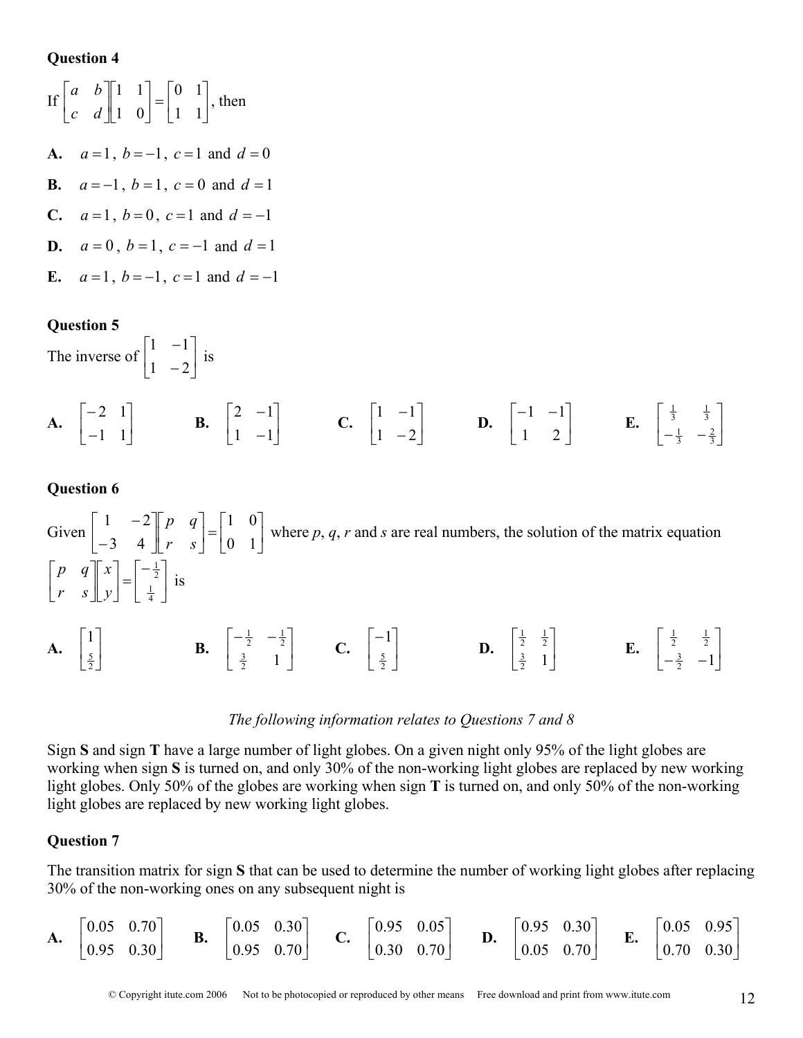**Question 4**

If $\begin{bmatrix} a & b \\ c & d \end{bmatrix}\begin{bmatrix} 1 & 1 \\ 1 & 0 \end{bmatrix} = \begin{bmatrix} 0 & 1 \\ 1 & 1 \end{bmatrix}$, then

**A.** $a = 1$, $b = -1$, $c = 1$ and $d = 0$

**B.** $a = -1$, $b = 1$, $c = 0$ and $d = 1$

**C.** $a = 1$, $b = 0$, $c = 1$ and $d = -1$

**D.** $a = 0$, $b = 1$, $c = -1$ and $d = 1$

**E.** $a = 1$, $b = -1$, $c = 1$ and $d = -1$

**Question 5**

The inverse of $\begin{bmatrix} 1 & -1 \\ 1 & -2 \end{bmatrix}$ is

**A.** $\begin{bmatrix} -2 & 1 \\ -1 & 1 \end{bmatrix}$ **B.** $\begin{bmatrix} 2 & -1 \\ 1 & -1 \end{bmatrix}$ **C.** $\begin{bmatrix} 1 & -1 \\ 1 & -2 \end{bmatrix}$ **D.** $\begin{bmatrix} -1 & -1 \\ 1 & 2 \end{bmatrix}$ **E.** $\begin{bmatrix} \frac{1}{3} & \frac{1}{3} \\ -\frac{1}{3} & -\frac{2}{3} \end{bmatrix}$

**Question 6**

Given $\begin{bmatrix} 1 & -2 \\ -3 & 4 \end{bmatrix}\begin{bmatrix} p & q \\ r & s \end{bmatrix} = \begin{bmatrix} 1 & 0 \\ 0 & 1 \end{bmatrix}$ where *p*, *q*, *r* and *s* are real numbers, the solution of the matrix equation $\begin{bmatrix} p & q \\ r & s \end{bmatrix}\begin{bmatrix} x \\ y \end{bmatrix} = \begin{bmatrix} -\frac{1}{2} \\ \frac{1}{4} \end{bmatrix}$ is

**A.** $\begin{bmatrix} 1 \\ \frac{5}{2} \end{bmatrix}$ **B.** $\begin{bmatrix} -\frac{1}{2} & -\frac{1}{2} \\ \frac{3}{2} & 1 \end{bmatrix}$ **C.** $\begin{bmatrix} -1 \\ \frac{5}{2} \end{bmatrix}$ **D.** $\begin{bmatrix} \frac{1}{2} & \frac{1}{2} \\ \frac{3}{2} & 1 \end{bmatrix}$ **E.** $\begin{bmatrix} \frac{1}{2} & \frac{1}{2} \\ -\frac{3}{2} & -1 \end{bmatrix}$

*The following information relates to Questions 7 and 8*

Sign **S** and sign **T** have a large number of light globes. On a given night only 95% of the light globes are working when sign **S** is turned on, and only 30% of the non-working light globes are replaced by new working light globes. Only 50% of the globes are working when sign **T** is turned on, and only 50% of the non-working light globes are replaced by new working light globes.

**Question 7**

The transition matrix for sign **S** that can be used to determine the number of working light globes after replacing 30% of the non-working ones on any subsequent night is

**A.** $\begin{bmatrix} 0.05 & 0.70 \\ 0.95 & 0.30 \end{bmatrix}$ **B.** $\begin{bmatrix} 0.05 & 0.30 \\ 0.95 & 0.70 \end{bmatrix}$ **C.** $\begin{bmatrix} 0.95 & 0.05 \\ 0.30 & 0.70 \end{bmatrix}$ **D.** $\begin{bmatrix} 0.95 & 0.30 \\ 0.05 & 0.70 \end{bmatrix}$ **E.** $\begin{bmatrix} 0.05 & 0.95 \\ 0.70 & 0.30 \end{bmatrix}$

© Copyright itute.com 2006 Not to be photocopied or reproduced by other means Free download and print from www.itute.com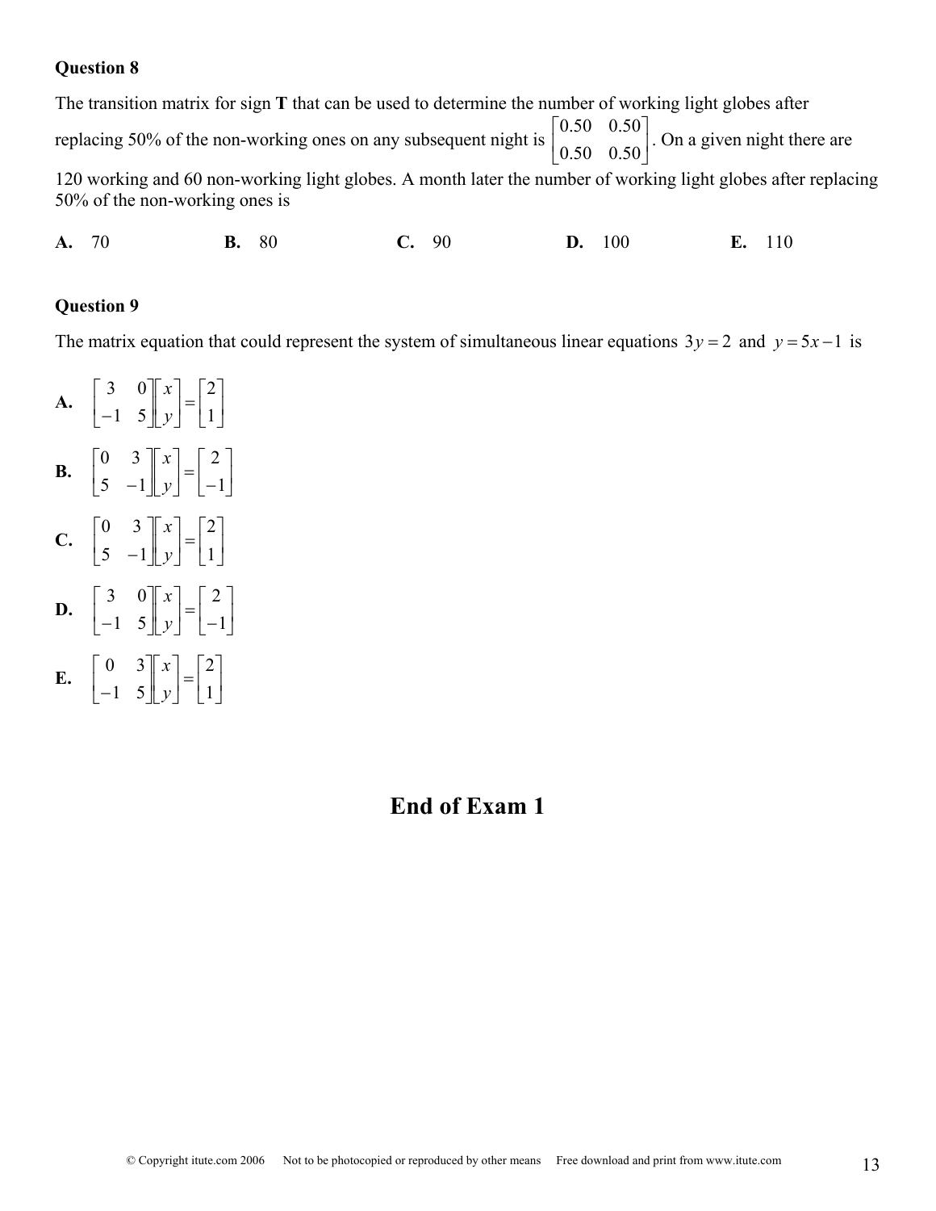**Question 8**

The transition matrix for sign **T** that can be used to determine the number of working light globes after replacing 50% of the non-working ones on any subsequent night is $\begin{bmatrix} 0.50 & 0.50 \\ 0.50 & 0.50 \end{bmatrix}$. On a given night there are 120 working and 60 non-working light globes. A month later the number of working light globes after replacing 50% of the non-working ones is

**A.** 70 **B.** 80 **C.** 90 **D.** 100 **E.** 110

**Question 9**

The matrix equation that could represent the system of simultaneous linear equations $3y = 2$ and $y = 5x - 1$ is

**A.** $\begin{bmatrix} 3 & 0 \\ -1 & 5 \end{bmatrix}\begin{bmatrix} x \\ y \end{bmatrix} = \begin{bmatrix} 2 \\ 1 \end{bmatrix}$

**B.** $\begin{bmatrix} 0 & 3 \\ 5 & -1 \end{bmatrix}\begin{bmatrix} x \\ y \end{bmatrix} = \begin{bmatrix} 2 \\ -1 \end{bmatrix}$

**C.** $\begin{bmatrix} 0 & 3 \\ 5 & -1 \end{bmatrix}\begin{bmatrix} x \\ y \end{bmatrix} = \begin{bmatrix} 2 \\ 1 \end{bmatrix}$

**D.** $\begin{bmatrix} 3 & 0 \\ -1 & 5 \end{bmatrix}\begin{bmatrix} x \\ y \end{bmatrix} = \begin{bmatrix} 2 \\ -1 \end{bmatrix}$

**E.** $\begin{bmatrix} 0 & 3 \\ -1 & 5 \end{bmatrix}\begin{bmatrix} x \\ y \end{bmatrix} = \begin{bmatrix} 2 \\ 1 \end{bmatrix}$

## End of Exam 1